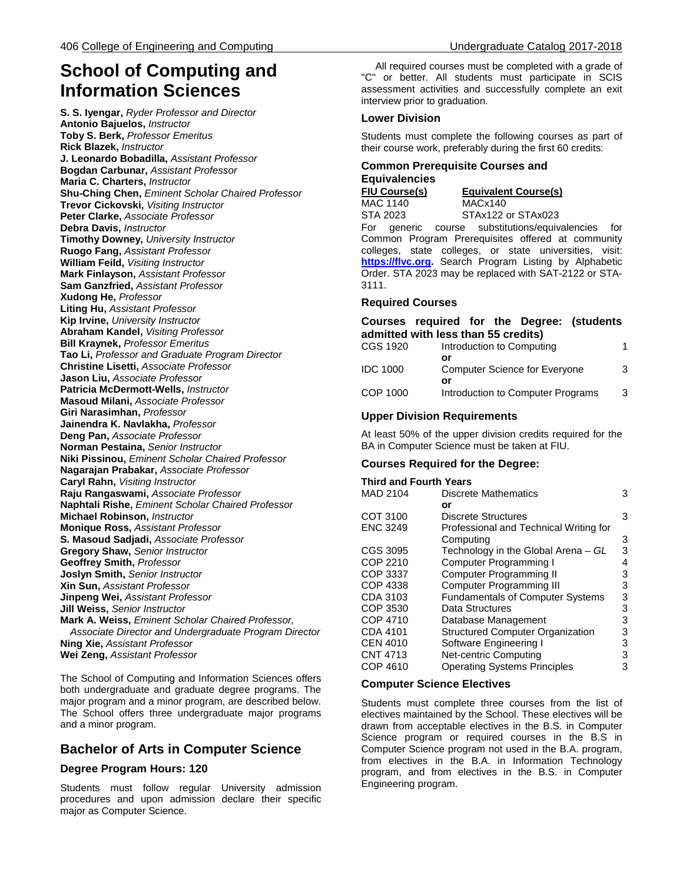# School of Computing and Information Sciences

**S. S. Iyengar,** *Ryder Professor and Director*
**Antonio Bajuelos,** *Instructor*
**Toby S. Berk,** *Professor Emeritus*
**Rick Blazek,** *Instructor*
**J. Leonardo Bobadilla,** *Assistant Professor*
**Bogdan Carbunar,** *Assistant Professor*
**Maria C. Charters,** *Instructor*
**Shu-Ching Chen,** *Eminent Scholar Chaired Professor*
**Trevor Cickovski,** *Visiting Instructor*
**Peter Clarke,** *Associate Professor*
**Debra Davis,** *Instructor*
**Timothy Downey,** *University Instructor*
**Ruogo Fang,** *Assistant Professor*
**William Feild,** *Visiting Instructor*
**Mark Finlayson,** *Assistant Professor*
**Sam Ganzfried,** *Assistant Professor*
**Xudong He,** *Professor*
**Liting Hu,** *Assistant Professor*
**Kip Irvine,** *University Instructor*
**Abraham Kandel,** *Visiting Professor*
**Bill Kraynek,** *Professor Emeritus*
**Tao Li,** *Professor and Graduate Program Director*
**Christine Lisetti,** *Assistant Professor*
**Jason Liu,** *Associate Professor*
**Patricia McDermott-Wells,** *Instructor*
**Masoud Milani,** *Associate Professor*
**Giri Narasimhan,** *Professor*
**Jainendra K. Navlakha,** *Professor*
**Deng Pan,** *Associate Professor*
**Norman Pestaina,** *Senior Instructor*
**Niki Pissinou,** *Eminent Scholar Chaired Professor*
**Nagarajan Prabakar,** *Associate Professor*
**Caryl Rahn,** *Visiting Instructor*
**Raju Rangaswami,** *Associate Professor*
**Naphtali Rishe,** *Eminent Scholar Chaired Professor*
**Michael Robinson,** *Instructor*
**Monique Ross,** *Assistant Professor*
**S. Masoud Sadjadi,** *Associate Professor*
**Gregory Shaw,** *Senior Instructor*
**Geoffrey Smith,** *Professor*
**Joslyn Smith,** *Senior Instructor*
**Xin Sun,** *Assistant Professor*
**Jinpeng Wei,** *Assistant Professor*
**Jill Weiss,** *Senior Instructor*
**Mark A. Weiss,** *Eminent Scholar Chaired Professor, Associate Director and Undergraduate Program Director*
**Ning Xie,** *Assistant Professor*
**Wei Zeng,** *Assistant Professor*

The School of Computing and Information Sciences offers both undergraduate and graduate degree programs. The major program and a minor program, are described below. The School offers three undergraduate major programs and a minor program.

## Bachelor of Arts in Computer Science

### Degree Program Hours: 120

Students must follow regular University admission procedures and upon admission declare their specific major as Computer Science.

All required courses must be completed with a grade of "C" or better. All students must participate in SCIS assessment activities and successfully complete an exit interview prior to graduation.

### Lower Division

Students must complete the following courses as part of their course work, preferably during the first 60 credits:

#### Common Prerequisite Courses and Equivalencies

| FIU Course(s) | Equivalent Course(s) |
|---|---|
| MAC 1140 | MACx140 |
| STA 2023 | STAx122 or STAx023 |

For generic course substitutions/equivalencies for Common Program Prerequisites offered at community colleges, state colleges, or state universities, visit: **https://flvc.org.** Search Program Listing by Alphabetic Order. STA 2023 may be replaced with SAT-2122 or STA-3111.

### Required Courses

#### Courses required for the Degree: (students admitted with less than 55 credits)

| | | |
|---|---|---|
| CGS 1920 | Introduction to Computing | 1 |
| | **or** | |
| IDC 1000 | Computer Science for Everyone | 3 |
| | **or** | |
| COP 1000 | Introduction to Computer Programs | 3 |

### Upper Division Requirements

At least 50% of the upper division credits required for the BA in Computer Science must be taken at FIU.

### Courses Required for the Degree:

#### Third and Fourth Years

| | | |
|---|---|---|
| MAD 2104 | Discrete Mathematics | 3 |
| | **or** | |
| COT 3100 | Discrete Structures | 3 |
| ENC 3249 | Professional and Technical Writing for Computing | 3 |
| CGS 3095 | Technology in the Global Arena – *GL* | 3 |
| COP 2210 | Computer Programming I | 4 |
| COP 3337 | Computer Programming II | 3 |
| COP 4338 | Computer Programming III | 3 |
| CDA 3103 | Fundamentals of Computer Systems | 3 |
| COP 3530 | Data Structures | 3 |
| COP 4710 | Database Management | 3 |
| CDA 4101 | Structured Computer Organization | 3 |
| CEN 4010 | Software Engineering I | 3 |
| CNT 4713 | Net-centric Computing | 3 |
| COP 4610 | Operating Systems Principles | 3 |

### Computer Science Electives

Students must complete three courses from the list of electives maintained by the School. These electives will be drawn from acceptable electives in the B.S. in Computer Science program or required courses in the B.S in Computer Science program not used in the B.A. program, from electives in the B.A. in Information Technology program, and from electives in the B.S. in Computer Engineering program.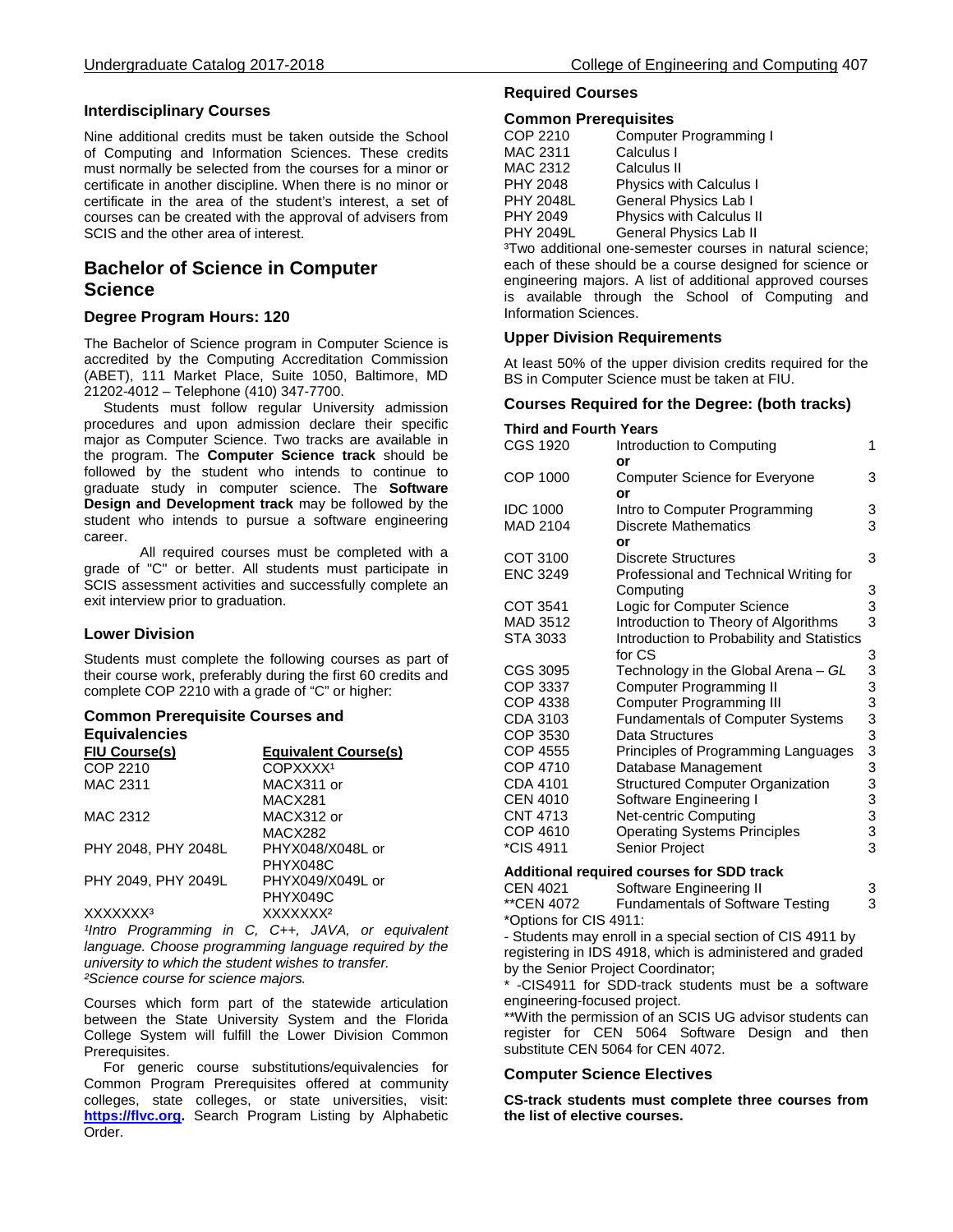### Interdisciplinary Courses

Nine additional credits must be taken outside the School of Computing and Information Sciences. These credits must normally be selected from the courses for a minor or certificate in another discipline. When there is no minor or certificate in the area of the student's interest, a set of courses can be created with the approval of advisers from SCIS and the other area of interest.

## Bachelor of Science in Computer Science

### Degree Program Hours: 120

The Bachelor of Science program in Computer Science is accredited by the Computing Accreditation Commission (ABET), 111 Market Place, Suite 1050, Baltimore, MD 21202-4012 – Telephone (410) 347-7700.

Students must follow regular University admission procedures and upon admission declare their specific major as Computer Science. Two tracks are available in the program. The **Computer Science track** should be followed by the student who intends to continue to graduate study in computer science. The **Software Design and Development track** may be followed by the student who intends to pursue a software engineering career.

All required courses must be completed with a grade of "C" or better. All students must participate in SCIS assessment activities and successfully complete an exit interview prior to graduation.

### Lower Division

Students must complete the following courses as part of their course work, preferably during the first 60 credits and complete COP 2210 with a grade of "C" or higher:

#### Common Prerequisite Courses and Equivalencies

| FIU Course(s) | Equivalent Course(s) |
|---|---|
| COP 2210 | COPXXXX[1] |
| MAC 2311 | MACX311 or MACX281 |
| MAC 2312 | MACX312 or MACX282 |
| PHY 2048, PHY 2048L | PHYX048/X048L or PHYX048C |
| PHY 2049, PHY 2049L | PHYX049/X049L or PHYX049C |
| XXXXXXX[3] | XXXXXXX[2] |

*[1]Intro Programming in C, C++, JAVA, or equivalent language. Choose programming language required by the university to which the student wishes to transfer.*
*[2]Science course for science majors.*

Courses which form part of the statewide articulation between the State University System and the Florida College System will fulfill the Lower Division Common Prerequisites.

For generic course substitutions/equivalencies for Common Program Prerequisites offered at community colleges, state colleges, or state universities, visit: **https://flvc.org.** Search Program Listing by Alphabetic Order.

### Required Courses

#### Common Prerequisites

| | |
|---|---|
| COP 2210 | Computer Programming I |
| MAC 2311 | Calculus I |
| MAC 2312 | Calculus II |
| PHY 2048 | Physics with Calculus I |
| PHY 2048L | General Physics Lab I |
| PHY 2049 | Physics with Calculus II |
| PHY 2049L | General Physics Lab II |

[3]Two additional one-semester courses in natural science; each of these should be a course designed for science or engineering majors. A list of additional approved courses is available through the School of Computing and Information Sciences.

### Upper Division Requirements

At least 50% of the upper division credits required for the BS in Computer Science must be taken at FIU.

### Courses Required for the Degree: (both tracks)

#### Third and Fourth Years

| | | |
|---|---|---|
| CGS 1920 | Introduction to Computing | 1 |
| | or | |
| COP 1000 | Computer Science for Everyone | 3 |
| | or | |
| IDC 1000 | Intro to Computer Programming | 3 |
| MAD 2104 | Discrete Mathematics | 3 |
| | or | |
| COT 3100 | Discrete Structures | 3 |
| ENC 3249 | Professional and Technical Writing for Computing | 3 |
| COT 3541 | Logic for Computer Science | 3 |
| MAD 3512 | Introduction to Theory of Algorithms | 3 |
| STA 3033 | Introduction to Probability and Statistics for CS | 3 |
| CGS 3095 | Technology in the Global Arena – *GL* | 3 |
| COP 3337 | Computer Programming II | 3 |
| COP 4338 | Computer Programming III | 3 |
| CDA 3103 | Fundamentals of Computer Systems | 3 |
| COP 3530 | Data Structures | 3 |
| COP 4555 | Principles of Programming Languages | 3 |
| COP 4710 | Database Management | 3 |
| CDA 4101 | Structured Computer Organization | 3 |
| CEN 4010 | Software Engineering I | 3 |
| CNT 4713 | Net-centric Computing | 3 |
| COP 4610 | Operating Systems Principles | 3 |
| *CIS 4911 | Senior Project | 3 |

#### Additional required courses for SDD track

| | | |
|---|---|---|
| CEN 4021 | Software Engineering II | 3 |
| **CEN 4072 | Fundamentals of Software Testing | 3 |

*Options for CIS 4911:

- Students may enroll in a special section of CIS 4911 by registering in IDS 4918, which is administered and graded by the Senior Project Coordinator;

* -CIS4911 for SDD-track students must be a software engineering-focused project.

**With the permission of an SCIS UG advisor students can register for CEN 5064 Software Design and then substitute CEN 5064 for CEN 4072.

### Computer Science Electives

**CS-track students must complete three courses from the list of elective courses.**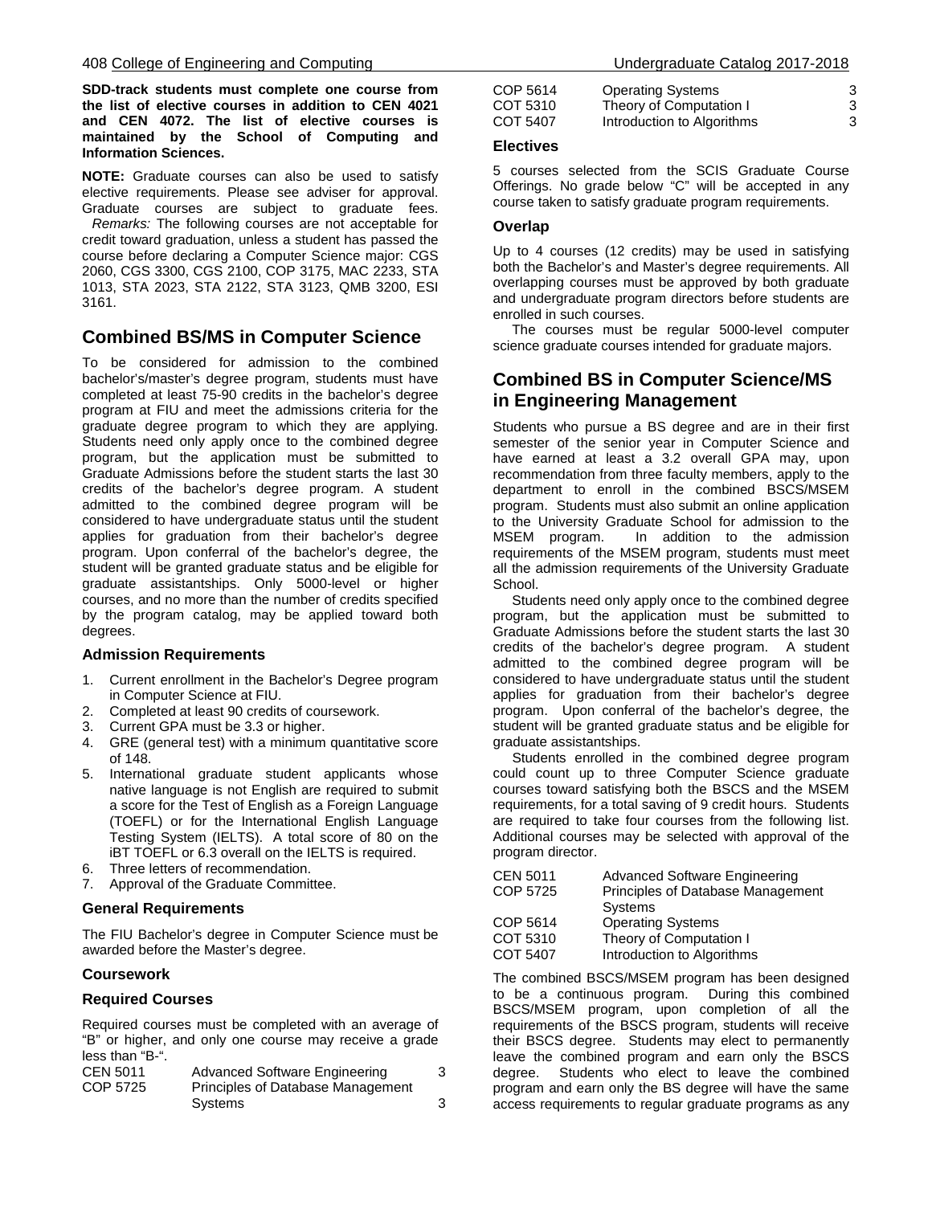**SDD-track students must complete one course from the list of elective courses in addition to CEN 4021 and CEN 4072. The list of elective courses is maintained by the School of Computing and Information Sciences.**

**NOTE:** Graduate courses can also be used to satisfy elective requirements. Please see adviser for approval. Graduate courses are subject to graduate fees.

*Remarks:* The following courses are not acceptable for credit toward graduation, unless a student has passed the course before declaring a Computer Science major: CGS 2060, CGS 3300, CGS 2100, COP 3175, MAC 2233, STA 1013, STA 2023, STA 2122, STA 3123, QMB 3200, ESI 3161.

## Combined BS/MS in Computer Science

To be considered for admission to the combined bachelor's/master's degree program, students must have completed at least 75-90 credits in the bachelor's degree program at FIU and meet the admissions criteria for the graduate degree program to which they are applying. Students need only apply once to the combined degree program, but the application must be submitted to Graduate Admissions before the student starts the last 30 credits of the bachelor's degree program. A student admitted to the combined degree program will be considered to have undergraduate status until the student applies for graduation from their bachelor's degree program. Upon conferral of the bachelor's degree, the student will be granted graduate status and be eligible for graduate assistantships. Only 5000-level or higher courses, and no more than the number of credits specified by the program catalog, may be applied toward both degrees.

### Admission Requirements

1. Current enrollment in the Bachelor's Degree program in Computer Science at FIU.
2. Completed at least 90 credits of coursework.
3. Current GPA must be 3.3 or higher.
4. GRE (general test) with a minimum quantitative score of 148.
5. International graduate student applicants whose native language is not English are required to submit a score for the Test of English as a Foreign Language (TOEFL) or for the International English Language Testing System (IELTS). A total score of 80 on the iBT TOEFL or 6.3 overall on the IELTS is required.
6. Three letters of recommendation.
7. Approval of the Graduate Committee.

### General Requirements

The FIU Bachelor's degree in Computer Science must be awarded before the Master's degree.

### Coursework

### Required Courses

Required courses must be completed with an average of "B" or higher, and only one course may receive a grade less than "B-".

| | | |
|---|---|---|
| CEN 5011 | Advanced Software Engineering | 3 |
| COP 5725 | Principles of Database Management Systems | 3 |
| COP 5614 | Operating Systems | 3 |
| COT 5310 | Theory of Computation I | 3 |
| COT 5407 | Introduction to Algorithms | 3 |

### Electives

5 courses selected from the SCIS Graduate Course Offerings. No grade below "C" will be accepted in any course taken to satisfy graduate program requirements.

### Overlap

Up to 4 courses (12 credits) may be used in satisfying both the Bachelor's and Master's degree requirements. All overlapping courses must be approved by both graduate and undergraduate program directors before students are enrolled in such courses.

The courses must be regular 5000-level computer science graduate courses intended for graduate majors.

## Combined BS in Computer Science/MS in Engineering Management

Students who pursue a BS degree and are in their first semester of the senior year in Computer Science and have earned at least a 3.2 overall GPA may, upon recommendation from three faculty members, apply to the department to enroll in the combined BSCS/MSEM program. Students must also submit an online application to the University Graduate School for admission to the MSEM program. In addition to the admission requirements of the MSEM program, students must meet all the admission requirements of the University Graduate School.

Students need only apply once to the combined degree program, but the application must be submitted to Graduate Admissions before the student starts the last 30 credits of the bachelor's degree program. A student admitted to the combined degree program will be considered to have undergraduate status until the student applies for graduation from their bachelor's degree program. Upon conferral of the bachelor's degree, the student will be granted graduate status and be eligible for graduate assistantships.

Students enrolled in the combined degree program could count up to three Computer Science graduate courses toward satisfying both the BSCS and the MSEM requirements, for a total saving of 9 credit hours. Students are required to take four courses from the following list. Additional courses may be selected with approval of the program director.

| | |
|---|---|
| CEN 5011 | Advanced Software Engineering |
| COP 5725 | Principles of Database Management Systems |
| COP 5614 | Operating Systems |
| COT 5310 | Theory of Computation I |
| COT 5407 | Introduction to Algorithms |

The combined BSCS/MSEM program has been designed to be a continuous program. During this combined BSCS/MSEM program, upon completion of all the requirements of the BSCS program, students will receive their BSCS degree. Students may elect to permanently leave the combined program and earn only the BSCS degree. Students who elect to leave the combined program and earn only the BS degree will have the same access requirements to regular graduate programs as any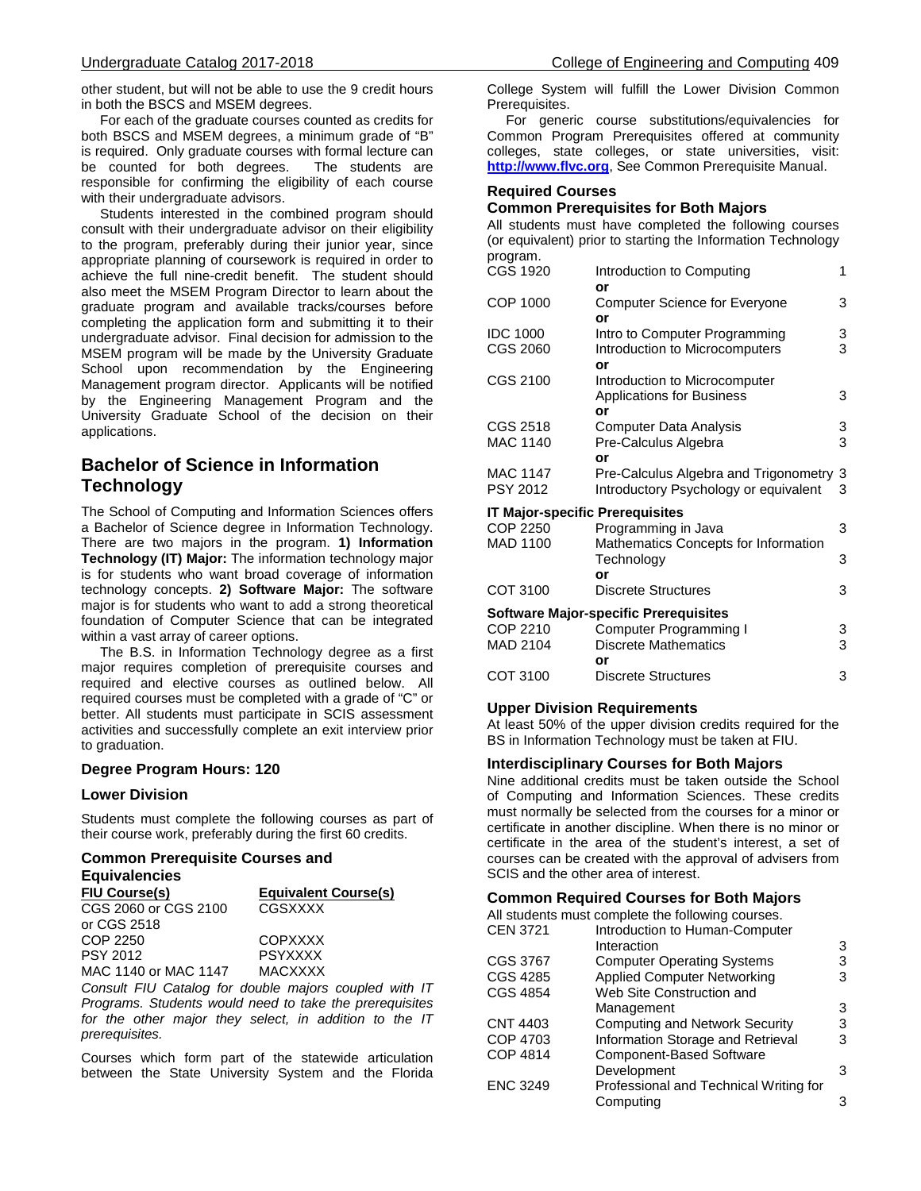other student, but will not be able to use the 9 credit hours in both the BSCS and MSEM degrees.

For each of the graduate courses counted as credits for both BSCS and MSEM degrees, a minimum grade of "B" is required. Only graduate courses with formal lecture can be counted for both degrees. The students are responsible for confirming the eligibility of each course with their undergraduate advisors.

Students interested in the combined program should consult with their undergraduate advisor on their eligibility to the program, preferably during their junior year, since appropriate planning of coursework is required in order to achieve the full nine-credit benefit. The student should also meet the MSEM Program Director to learn about the graduate program and available tracks/courses before completing the application form and submitting it to their undergraduate advisor. Final decision for admission to the MSEM program will be made by the University Graduate School upon recommendation by the Engineering Management program director. Applicants will be notified by the Engineering Management Program and the University Graduate School of the decision on their applications.

## Bachelor of Science in Information Technology

The School of Computing and Information Sciences offers a Bachelor of Science degree in Information Technology. There are two majors in the program. **1) Information Technology (IT) Major:** The information technology major is for students who want broad coverage of information technology concepts. **2) Software Major:** The software major is for students who want to add a strong theoretical foundation of Computer Science that can be integrated within a vast array of career options.

The B.S. in Information Technology degree as a first major requires completion of prerequisite courses and required and elective courses as outlined below. All required courses must be completed with a grade of "C" or better. All students must participate in SCIS assessment activities and successfully complete an exit interview prior to graduation.

### Degree Program Hours: 120

### Lower Division

Students must complete the following courses as part of their course work, preferably during the first 60 credits.

### Common Prerequisite Courses and Equivalencies

| FIU Course(s) | Equivalent Course(s) |
|---|---|
| CGS 2060 or CGS 2100 or CGS 2518 | CGSXXXX |
| COP 2250 | COPXXXX |
| PSY 2012 | PSYXXXX |
| MAC 1140 or MAC 1147 | MACXXXX |

*Consult FIU Catalog for double majors coupled with IT Programs. Students would need to take the prerequisites for the other major they select, in addition to the IT prerequisites.*

Courses which form part of the statewide articulation between the State University System and the Florida College System will fulfill the Lower Division Common Prerequisites.

For generic course substitutions/equivalencies for Common Program Prerequisites offered at community colleges, state colleges, or state universities, visit: **http://www.flvc.org**, See Common Prerequisite Manual.

### Required Courses

### Common Prerequisites for Both Majors

All students must have completed the following courses (or equivalent) prior to starting the Information Technology program.

| | | |
|---|---|---|
| CGS 1920 | Introduction to Computing | 1 |
| | **or** | |
| COP 1000 | Computer Science for Everyone | 3 |
| | **or** | |
| IDC 1000 | Intro to Computer Programming | 3 |
| CGS 2060 | Introduction to Microcomputers | 3 |
| | **or** | |
| CGS 2100 | Introduction to Microcomputer Applications for Business | 3 |
| | **or** | |
| CGS 2518 | Computer Data Analysis | 3 |
| MAC 1140 | Pre-Calculus Algebra | 3 |
| | **or** | |
| MAC 1147 | Pre-Calculus Algebra and Trigonometry | 3 |
| PSY 2012 | Introductory Psychology or equivalent | 3 |

**IT Major-specific Prerequisites**

| | | |
|---|---|---|
| COP 2250 | Programming in Java | 3 |
| MAD 1100 | Mathematics Concepts for Information Technology | 3 |
| | **or** | |
| COT 3100 | Discrete Structures | 3 |

**Software Major-specific Prerequisites**

| | | |
|---|---|---|
| COP 2210 | Computer Programming I | 3 |
| MAD 2104 | Discrete Mathematics | 3 |
| | **or** | |
| COT 3100 | Discrete Structures | 3 |

### Upper Division Requirements

At least 50% of the upper division credits required for the BS in Information Technology must be taken at FIU.

### Interdisciplinary Courses for Both Majors

Nine additional credits must be taken outside the School of Computing and Information Sciences. These credits must normally be selected from the courses for a minor or certificate in another discipline. When there is no minor or certificate in the area of the student's interest, a set of courses can be created with the approval of advisers from SCIS and the other area of interest.

### Common Required Courses for Both Majors

All students must complete the following courses.

| | | |
|---|---|---|
| CEN 3721 | Introduction to Human-Computer Interaction | 3 |
| CGS 3767 | Computer Operating Systems | 3 |
| CGS 4285 | Applied Computer Networking | 3 |
| CGS 4854 | Web Site Construction and Management | 3 |
| CNT 4403 | Computing and Network Security | 3 |
| COP 4703 | Information Storage and Retrieval | 3 |
| COP 4814 | Component-Based Software Development | 3 |
| ENC 3249 | Professional and Technical Writing for Computing | 3 |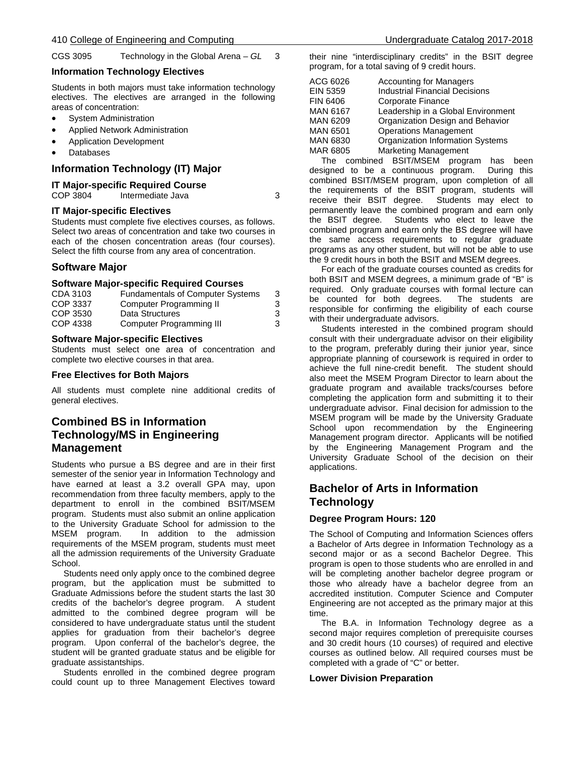| | | |
|---|---|---|
| CGS 3095 | Technology in the Global Arena – *GL* | 3 |

### Information Technology Electives

Students in both majors must take information technology electives. The electives are arranged in the following areas of concentration:

- System Administration
- Applied Network Administration
- Application Development
- Databases

## Information Technology (IT) Major

### IT Major-specific Required Course

| | | |
|---|---|---|
| COP 3804 | Intermediate Java | 3 |

### IT Major-specific Electives

Students must complete five electives courses, as follows. Select two areas of concentration and take two courses in each of the chosen concentration areas (four courses). Select the fifth course from any area of concentration.

## Software Major

### Software Major-specific Required Courses

| | | |
|---|---|---|
| CDA 3103 | Fundamentals of Computer Systems | 3 |
| COP 3337 | Computer Programming II | 3 |
| COP 3530 | Data Structures | 3 |
| COP 4338 | Computer Programming III | 3 |

### Software Major-specific Electives

Students must select one area of concentration and complete two elective courses in that area.

### Free Electives for Both Majors

All students must complete nine additional credits of general electives.

# Combined BS in Information Technology/MS in Engineering Management

Students who pursue a BS degree and are in their first semester of the senior year in Information Technology and have earned at least a 3.2 overall GPA may, upon recommendation from three faculty members, apply to the department to enroll in the combined BSIT/MSEM program. Students must also submit an online application to the University Graduate School for admission to the MSEM program. In addition to the admission requirements of the MSEM program, students must meet all the admission requirements of the University Graduate School.

Students need only apply once to the combined degree program, but the application must be submitted to Graduate Admissions before the student starts the last 30 credits of the bachelor's degree program. A student admitted to the combined degree program will be considered to have undergraduate status until the student applies for graduation from their bachelor's degree program. Upon conferral of the bachelor's degree, the student will be granted graduate status and be eligible for graduate assistantships.

Students enrolled in the combined degree program could count up to three Management Electives toward their nine "interdisciplinary credits" in the BSIT degree program, for a total saving of 9 credit hours.

| | |
|---|---|
| ACG 6026 | Accounting for Managers |
| EIN 5359 | Industrial Financial Decisions |
| FIN 6406 | Corporate Finance |
| MAN 6167 | Leadership in a Global Environment |
| MAN 6209 | Organization Design and Behavior |
| MAN 6501 | Operations Management |
| MAN 6830 | Organization Information Systems |
| MAR 6805 | Marketing Management |

The combined BSIT/MSEM program has been designed to be a continuous program. During this combined BSIT/MSEM program, upon completion of all the requirements of the BSIT program, students will receive their BSIT degree. Students may elect to permanently leave the combined program and earn only the BSIT degree. Students who elect to leave the combined program and earn only the BS degree will have the same access requirements to regular graduate programs as any other student, but will not be able to use the 9 credit hours in both the BSIT and MSEM degrees.

For each of the graduate courses counted as credits for both BSIT and MSEM degrees, a minimum grade of "B" is required. Only graduate courses with formal lecture can be counted for both degrees. The students are responsible for confirming the eligibility of each course with their undergraduate advisors.

Students interested in the combined program should consult with their undergraduate advisor on their eligibility to the program, preferably during their junior year, since appropriate planning of coursework is required in order to achieve the full nine-credit benefit. The student should also meet the MSEM Program Director to learn about the graduate program and available tracks/courses before completing the application form and submitting it to their undergraduate advisor. Final decision for admission to the MSEM program will be made by the University Graduate School upon recommendation by the Engineering Management program director. Applicants will be notified by the Engineering Management Program and the University Graduate School of the decision on their applications.

# Bachelor of Arts in Information Technology

### Degree Program Hours: 120

The School of Computing and Information Sciences offers a Bachelor of Arts degree in Information Technology as a second major or as a second Bachelor Degree. This program is open to those students who are enrolled in and will be completing another bachelor degree program or those who already have a bachelor degree from an accredited institution. Computer Science and Computer Engineering are not accepted as the primary major at this time.

The B.A. in Information Technology degree as a second major requires completion of prerequisite courses and 30 credit hours (10 courses) of required and elective courses as outlined below. All required courses must be completed with a grade of "C" or better.

### Lower Division Preparation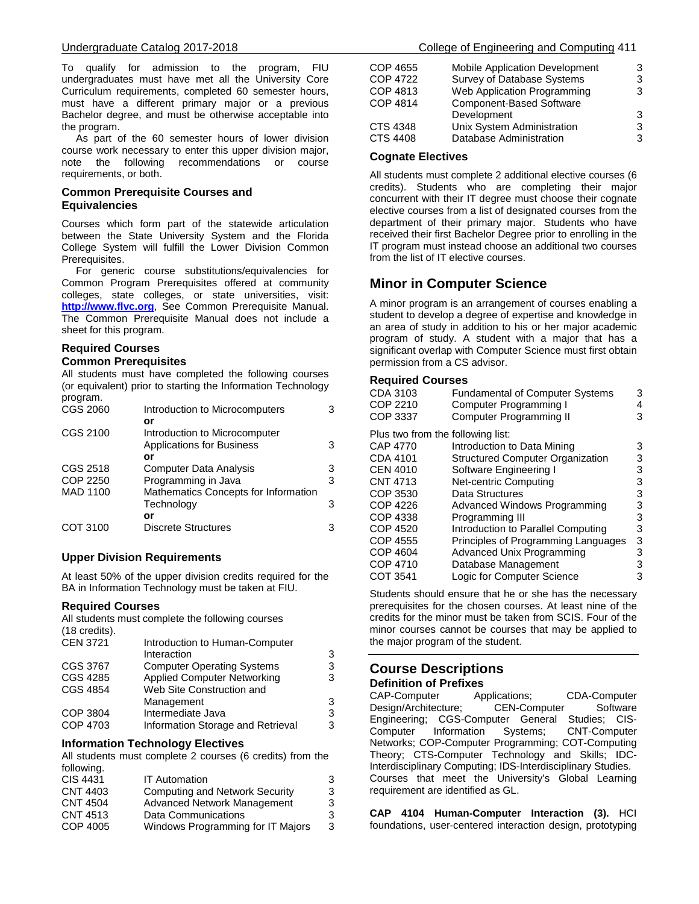To qualify for admission to the program, FIU undergraduates must have met all the University Core Curriculum requirements, completed 60 semester hours, must have a different primary major or a previous Bachelor degree, and must be otherwise acceptable into the program.

As part of the 60 semester hours of lower division course work necessary to enter this upper division major, note the following recommendations or course requirements, or both.

### Common Prerequisite Courses and Equivalencies

Courses which form part of the statewide articulation between the State University System and the Florida College System will fulfill the Lower Division Common Prerequisites.

For generic course substitutions/equivalencies for Common Program Prerequisites offered at community colleges, state colleges, or state universities, visit: **http://www.flvc.org**, See Common Prerequisite Manual. The Common Prerequisite Manual does not include a sheet for this program.

### Required Courses

**Common Prerequisites**

All students must have completed the following courses (or equivalent) prior to starting the Information Technology program.

| | | |
|---|---|---|
| CGS 2060 | Introduction to Microcomputers | 3 |
| | **or** | |
| CGS 2100 | Introduction to Microcomputer Applications for Business | 3 |
| | **or** | |
| CGS 2518 | Computer Data Analysis | 3 |
| COP 2250 | Programming in Java | 3 |
| MAD 1100 | Mathematics Concepts for Information Technology | 3 |
| | **or** | |
| COT 3100 | Discrete Structures | 3 |

### Upper Division Requirements

At least 50% of the upper division credits required for the BA in Information Technology must be taken at FIU.

**Required Courses**

All students must complete the following courses (18 credits).

| | | |
|---|---|---|
| CEN 3721 | Introduction to Human-Computer Interaction | 3 |
| CGS 3767 | Computer Operating Systems | 3 |
| CGS 4285 | Applied Computer Networking | 3 |
| CGS 4854 | Web Site Construction and Management | 3 |
| COP 3804 | Intermediate Java | 3 |
| COP 4703 | Information Storage and Retrieval | 3 |

**Information Technology Electives**

All students must complete 2 courses (6 credits) from the following.

| | | |
|---|---|---|
| CIS 4431 | IT Automation | 3 |
| CNT 4403 | Computing and Network Security | 3 |
| CNT 4504 | Advanced Network Management | 3 |
| CNT 4513 | Data Communications | 3 |
| COP 4005 | Windows Programming for IT Majors | 3 |
| COP 4655 | Mobile Application Development | 3 |
| COP 4722 | Survey of Database Systems | 3 |
| COP 4813 | Web Application Programming | 3 |
| COP 4814 | Component-Based Software Development | 3 |
| CTS 4348 | Unix System Administration | 3 |
| CTS 4408 | Database Administration | 3 |

**Cognate Electives**

All students must complete 2 additional elective courses (6 credits). Students who are completing their major concurrent with their IT degree must choose their cognate elective courses from a list of designated courses from the department of their primary major. Students who have received their first Bachelor Degree prior to enrolling in the IT program must instead choose an additional two courses from the list of IT elective courses.

## Minor in Computer Science

A minor program is an arrangement of courses enabling a student to develop a degree of expertise and knowledge in an area of study in addition to his or her major academic program of study. A student with a major that has a significant overlap with Computer Science must first obtain permission from a CS advisor.

### Required Courses

| | | |
|---|---|---|
| CDA 3103 | Fundamental of Computer Systems | 3 |
| COP 2210 | Computer Programming I | 4 |
| COP 3337 | Computer Programming II | 3 |

Plus two from the following list:

| | | |
|---|---|---|
| CAP 4770 | Introduction to Data Mining | 3 |
| CDA 4101 | Structured Computer Organization | 3 |
| CEN 4010 | Software Engineering I | 3 |
| CNT 4713 | Net-centric Computing | 3 |
| COP 3530 | Data Structures | 3 |
| COP 4226 | Advanced Windows Programming | 3 |
| COP 4338 | Programming III | 3 |
| COP 4520 | Introduction to Parallel Computing | 3 |
| COP 4555 | Principles of Programming Languages | 3 |
| COP 4604 | Advanced Unix Programming | 3 |
| COP 4710 | Database Management | 3 |
| COT 3541 | Logic for Computer Science | 3 |

Students should ensure that he or she has the necessary prerequisites for the chosen courses. At least nine of the credits for the minor must be taken from SCIS. Four of the minor courses cannot be courses that may be applied to the major program of the student.

## Course Descriptions

### Definition of Prefixes

CAP-Computer Applications; CDA-Computer Design/Architecture; CEN-Computer Software Engineering; CGS-Computer General Studies; CIS-Computer Information Systems; CNT-Computer Networks; COP-Computer Programming; COT-Computing Theory; CTS-Computer Technology and Skills; IDC-Interdisciplinary Computing; IDS-Interdisciplinary Studies. Courses that meet the University's Global Learning requirement are identified as GL.

**CAP 4104 Human-Computer Interaction (3).** HCI foundations, user-centered interaction design, prototyping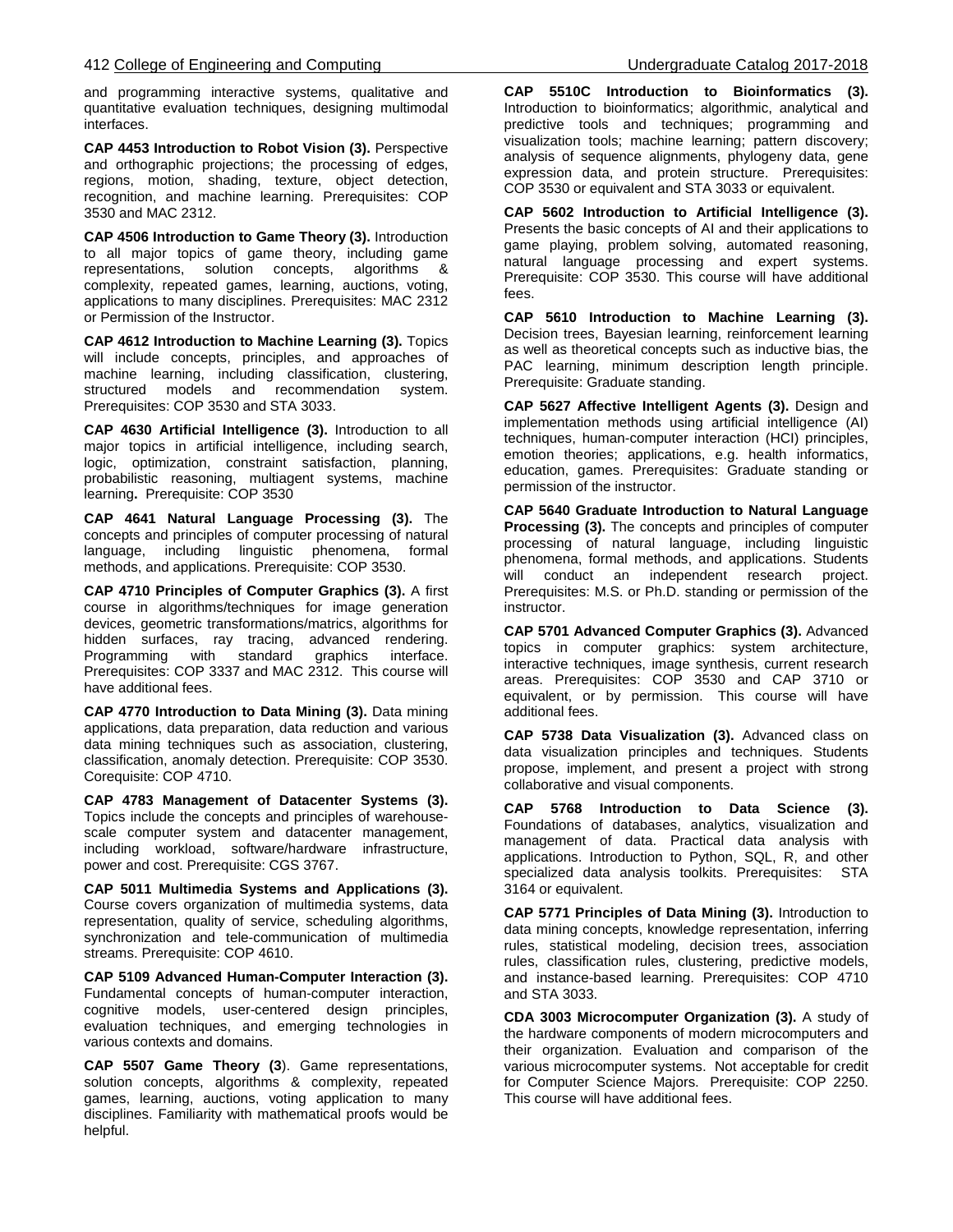and programming interactive systems, qualitative and quantitative evaluation techniques, designing multimodal interfaces.

**CAP 4453 Introduction to Robot Vision (3).** Perspective and orthographic projections; the processing of edges, regions, motion, shading, texture, object detection, recognition, and machine learning. Prerequisites: COP 3530 and MAC 2312.

**CAP 4506 Introduction to Game Theory (3).** Introduction to all major topics of game theory, including game representations, solution concepts, algorithms & complexity, repeated games, learning, auctions, voting, applications to many disciplines. Prerequisites: MAC 2312 or Permission of the Instructor.

**CAP 4612 Introduction to Machine Learning (3).** Topics will include concepts, principles, and approaches of machine learning, including classification, clustering, structured models and recommendation system. Prerequisites: COP 3530 and STA 3033.

**CAP 4630 Artificial Intelligence (3).** Introduction to all major topics in artificial intelligence, including search, logic, optimization, constraint satisfaction, planning, probabilistic reasoning, multiagent systems, machine learning**.** Prerequisite: COP 3530

**CAP 4641 Natural Language Processing (3).** The concepts and principles of computer processing of natural language, including linguistic phenomena, formal methods, and applications. Prerequisite: COP 3530.

**CAP 4710 Principles of Computer Graphics (3).** A first course in algorithms/techniques for image generation devices, geometric transformations/matrics, algorithms for hidden surfaces, ray tracing, advanced rendering. Programming with standard graphics interface. Prerequisites: COP 3337 and MAC 2312. This course will have additional fees.

**CAP 4770 Introduction to Data Mining (3).** Data mining applications, data preparation, data reduction and various data mining techniques such as association, clustering, classification, anomaly detection. Prerequisite: COP 3530. Corequisite: COP 4710.

**CAP 4783 Management of Datacenter Systems (3).** Topics include the concepts and principles of warehouse-scale computer system and datacenter management, including workload, software/hardware infrastructure, power and cost. Prerequisite: CGS 3767.

**CAP 5011 Multimedia Systems and Applications (3).** Course covers organization of multimedia systems, data representation, quality of service, scheduling algorithms, synchronization and tele-communication of multimedia streams. Prerequisite: COP 4610.

**CAP 5109 Advanced Human-Computer Interaction (3).** Fundamental concepts of human-computer interaction, cognitive models, user-centered design principles, evaluation techniques, and emerging technologies in various contexts and domains.

**CAP 5507 Game Theory (3**). Game representations, solution concepts, algorithms & complexity, repeated games, learning, auctions, voting application to many disciplines. Familiarity with mathematical proofs would be helpful.

**CAP 5510C Introduction to Bioinformatics (3).** Introduction to bioinformatics; algorithmic, analytical and predictive tools and techniques; programming and visualization tools; machine learning; pattern discovery; analysis of sequence alignments, phylogeny data, gene expression data, and protein structure. Prerequisites: COP 3530 or equivalent and STA 3033 or equivalent.

**CAP 5602 Introduction to Artificial Intelligence (3).** Presents the basic concepts of AI and their applications to game playing, problem solving, automated reasoning, natural language processing and expert systems. Prerequisite: COP 3530. This course will have additional fees.

**CAP 5610 Introduction to Machine Learning (3).** Decision trees, Bayesian learning, reinforcement learning as well as theoretical concepts such as inductive bias, the PAC learning, minimum description length principle. Prerequisite: Graduate standing.

**CAP 5627 Affective Intelligent Agents (3).** Design and implementation methods using artificial intelligence (AI) techniques, human-computer interaction (HCI) principles, emotion theories; applications, e.g. health informatics, education, games. Prerequisites: Graduate standing or permission of the instructor.

**CAP 5640 Graduate Introduction to Natural Language Processing (3).** The concepts and principles of computer processing of natural language, including linguistic phenomena, formal methods, and applications. Students will conduct an independent research project. Prerequisites: M.S. or Ph.D. standing or permission of the instructor.

**CAP 5701 Advanced Computer Graphics (3).** Advanced topics in computer graphics: system architecture, interactive techniques, image synthesis, current research areas. Prerequisites: COP 3530 and CAP 3710 or equivalent, or by permission. This course will have additional fees.

**CAP 5738 Data Visualization (3).** Advanced class on data visualization principles and techniques. Students propose, implement, and present a project with strong collaborative and visual components.

**CAP 5768 Introduction to Data Science (3).** Foundations of databases, analytics, visualization and management of data. Practical data analysis with applications. Introduction to Python, SQL, R, and other specialized data analysis toolkits. Prerequisites: STA 3164 or equivalent.

**CAP 5771 Principles of Data Mining (3).** Introduction to data mining concepts, knowledge representation, inferring rules, statistical modeling, decision trees, association rules, classification rules, clustering, predictive models, and instance-based learning. Prerequisites: COP 4710 and STA 3033.

**CDA 3003 Microcomputer Organization (3).** A study of the hardware components of modern microcomputers and their organization. Evaluation and comparison of the various microcomputer systems. Not acceptable for credit for Computer Science Majors. Prerequisite: COP 2250. This course will have additional fees.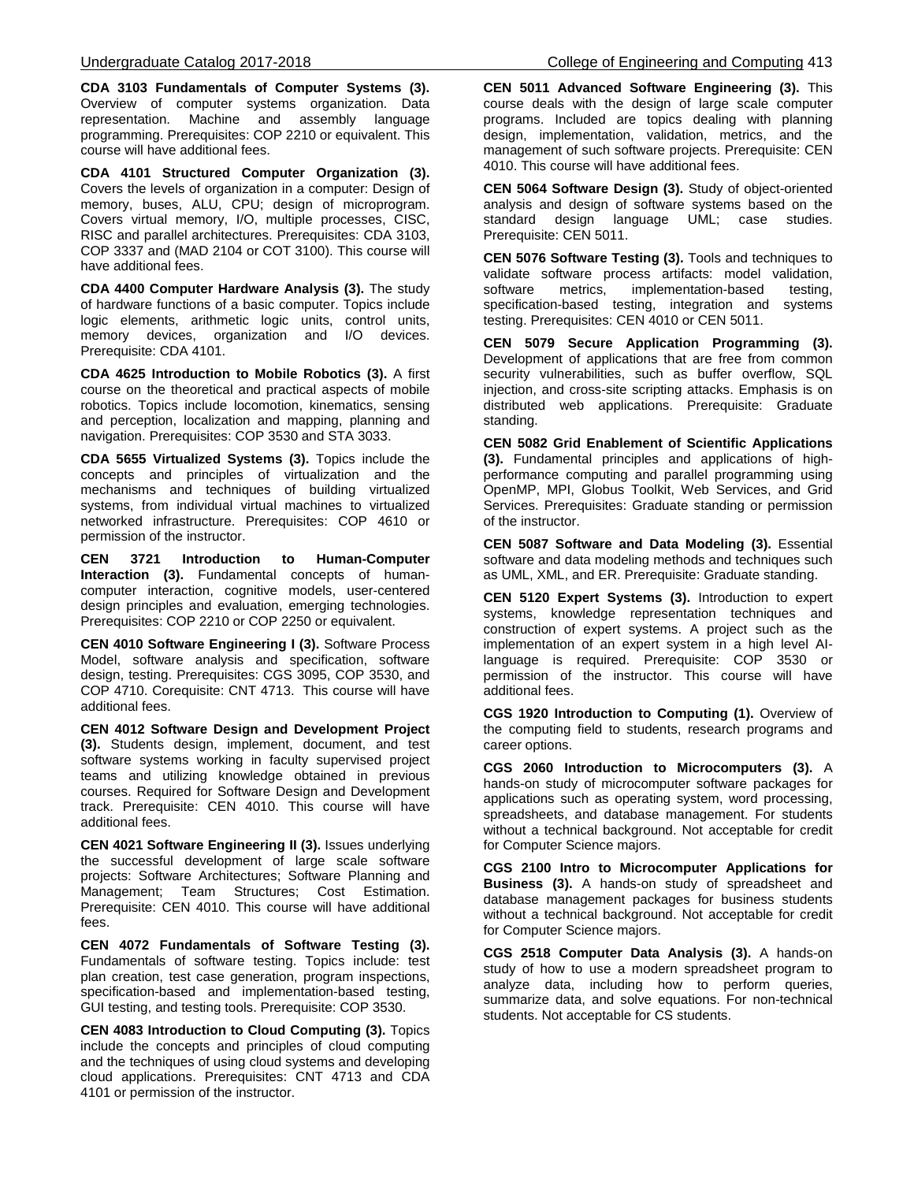**CDA 3103 Fundamentals of Computer Systems (3).** Overview of computer systems organization. Data representation. Machine and assembly language programming. Prerequisites: COP 2210 or equivalent. This course will have additional fees.

**CDA 4101 Structured Computer Organization (3).** Covers the levels of organization in a computer: Design of memory, buses, ALU, CPU; design of microprogram. Covers virtual memory, I/O, multiple processes, CISC, RISC and parallel architectures. Prerequisites: CDA 3103, COP 3337 and (MAD 2104 or COT 3100). This course will have additional fees.

**CDA 4400 Computer Hardware Analysis (3).** The study of hardware functions of a basic computer. Topics include logic elements, arithmetic logic units, control units, memory devices, organization and I/O devices. Prerequisite: CDA 4101.

**CDA 4625 Introduction to Mobile Robotics (3).** A first course on the theoretical and practical aspects of mobile robotics. Topics include locomotion, kinematics, sensing and perception, localization and mapping, planning and navigation. Prerequisites: COP 3530 and STA 3033.

**CDA 5655 Virtualized Systems (3).** Topics include the concepts and principles of virtualization and the mechanisms and techniques of building virtualized systems, from individual virtual machines to virtualized networked infrastructure. Prerequisites: COP 4610 or permission of the instructor.

**CEN 3721 Introduction to Human-Computer Interaction (3).** Fundamental concepts of human-computer interaction, cognitive models, user-centered design principles and evaluation, emerging technologies. Prerequisites: COP 2210 or COP 2250 or equivalent.

**CEN 4010 Software Engineering I (3).** Software Process Model, software analysis and specification, software design, testing. Prerequisites: CGS 3095, COP 3530, and COP 4710. Corequisite: CNT 4713. This course will have additional fees.

**CEN 4012 Software Design and Development Project (3).** Students design, implement, document, and test software systems working in faculty supervised project teams and utilizing knowledge obtained in previous courses. Required for Software Design and Development track. Prerequisite: CEN 4010. This course will have additional fees.

**CEN 4021 Software Engineering II (3).** Issues underlying the successful development of large scale software projects: Software Architectures; Software Planning and Management; Team Structures; Cost Estimation. Prerequisite: CEN 4010. This course will have additional fees.

**CEN 4072 Fundamentals of Software Testing (3).** Fundamentals of software testing. Topics include: test plan creation, test case generation, program inspections, specification-based and implementation-based testing, GUI testing, and testing tools. Prerequisite: COP 3530.

**CEN 4083 Introduction to Cloud Computing (3).** Topics include the concepts and principles of cloud computing and the techniques of using cloud systems and developing cloud applications. Prerequisites: CNT 4713 and CDA 4101 or permission of the instructor.

**CEN 5011 Advanced Software Engineering (3).** This course deals with the design of large scale computer programs. Included are topics dealing with planning design, implementation, validation, metrics, and the management of such software projects. Prerequisite: CEN 4010. This course will have additional fees.

**CEN 5064 Software Design (3).** Study of object-oriented analysis and design of software systems based on the standard design language UML; case studies. Prerequisite: CEN 5011.

**CEN 5076 Software Testing (3).** Tools and techniques to validate software process artifacts: model validation, software metrics, implementation-based testing, specification-based testing, integration and systems testing. Prerequisites: CEN 4010 or CEN 5011.

**CEN 5079 Secure Application Programming (3).** Development of applications that are free from common security vulnerabilities, such as buffer overflow, SQL injection, and cross-site scripting attacks. Emphasis is on distributed web applications. Prerequisite: Graduate standing.

**CEN 5082 Grid Enablement of Scientific Applications (3).** Fundamental principles and applications of high-performance computing and parallel programming using OpenMP, MPI, Globus Toolkit, Web Services, and Grid Services. Prerequisites: Graduate standing or permission of the instructor.

**CEN 5087 Software and Data Modeling (3).** Essential software and data modeling methods and techniques such as UML, XML, and ER. Prerequisite: Graduate standing.

**CEN 5120 Expert Systems (3).** Introduction to expert systems, knowledge representation techniques and construction of expert systems. A project such as the implementation of an expert system in a high level AI-language is required. Prerequisite: COP 3530 or permission of the instructor. This course will have additional fees.

**CGS 1920 Introduction to Computing (1).** Overview of the computing field to students, research programs and career options.

**CGS 2060 Introduction to Microcomputers (3).** A hands-on study of microcomputer software packages for applications such as operating system, word processing, spreadsheets, and database management. For students without a technical background. Not acceptable for credit for Computer Science majors.

**CGS 2100 Intro to Microcomputer Applications for Business (3).** A hands-on study of spreadsheet and database management packages for business students without a technical background. Not acceptable for credit for Computer Science majors.

**CGS 2518 Computer Data Analysis (3).** A hands-on study of how to use a modern spreadsheet program to analyze data, including how to perform queries, summarize data, and solve equations. For non-technical students. Not acceptable for CS students.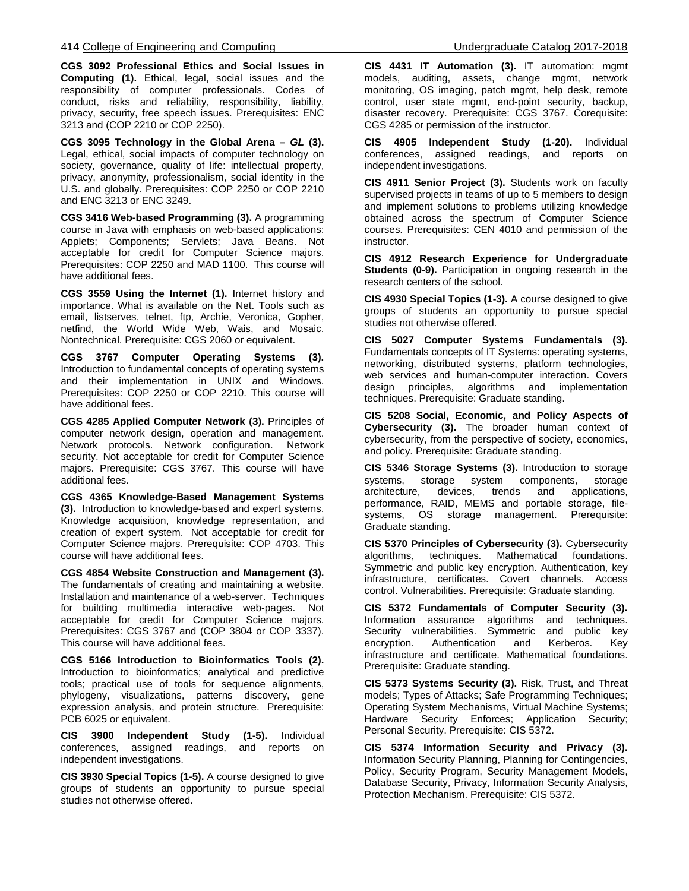**CGS 3092 Professional Ethics and Social Issues in Computing (1).** Ethical, legal, social issues and the responsibility of computer professionals. Codes of conduct, risks and reliability, responsibility, liability, privacy, security, free speech issues. Prerequisites: ENC 3213 and (COP 2210 or COP 2250).

**CGS 3095 Technology in the Global Arena – *GL* (3).** Legal, ethical, social impacts of computer technology on society, governance, quality of life: intellectual property, privacy, anonymity, professionalism, social identity in the U.S. and globally. Prerequisites: COP 2250 or COP 2210 and ENC 3213 or ENC 3249.

**CGS 3416 Web-based Programming (3).** A programming course in Java with emphasis on web-based applications: Applets; Components; Servlets; Java Beans. Not acceptable for credit for Computer Science majors. Prerequisites: COP 2250 and MAD 1100. This course will have additional fees.

**CGS 3559 Using the Internet (1).** Internet history and importance. What is available on the Net. Tools such as email, listserves, telnet, ftp, Archie, Veronica, Gopher, netfind, the World Wide Web, Wais, and Mosaic. Nontechnical. Prerequisite: CGS 2060 or equivalent.

**CGS 3767 Computer Operating Systems (3).** Introduction to fundamental concepts of operating systems and their implementation in UNIX and Windows. Prerequisites: COP 2250 or COP 2210. This course will have additional fees.

**CGS 4285 Applied Computer Network (3).** Principles of computer network design, operation and management. Network protocols. Network configuration. Network security. Not acceptable for credit for Computer Science majors. Prerequisite: CGS 3767. This course will have additional fees.

**CGS 4365 Knowledge-Based Management Systems (3).** Introduction to knowledge-based and expert systems. Knowledge acquisition, knowledge representation, and creation of expert system. Not acceptable for credit for Computer Science majors. Prerequisite: COP 4703. This course will have additional fees.

**CGS 4854 Website Construction and Management (3).** The fundamentals of creating and maintaining a website. Installation and maintenance of a web-server. Techniques for building multimedia interactive web-pages. Not acceptable for credit for Computer Science majors. Prerequisites: CGS 3767 and (COP 3804 or COP 3337). This course will have additional fees.

**CGS 5166 Introduction to Bioinformatics Tools (2).** Introduction to bioinformatics; analytical and predictive tools; practical use of tools for sequence alignments, phylogeny, visualizations, patterns discovery, gene expression analysis, and protein structure. Prerequisite: PCB 6025 or equivalent.

**CIS 3900 Independent Study (1-5).** Individual conferences, assigned readings, and reports on independent investigations.

**CIS 3930 Special Topics (1-5).** A course designed to give groups of students an opportunity to pursue special studies not otherwise offered.

**CIS 4431 IT Automation (3).** IT automation: mgmt models, auditing, assets, change mgmt, network monitoring, OS imaging, patch mgmt, help desk, remote control, user state mgmt, end-point security, backup, disaster recovery. Prerequisite: CGS 3767. Corequisite: CGS 4285 or permission of the instructor.

**CIS 4905 Independent Study (1-20).** Individual conferences, assigned readings, and reports on independent investigations.

**CIS 4911 Senior Project (3).** Students work on faculty supervised projects in teams of up to 5 members to design and implement solutions to problems utilizing knowledge obtained across the spectrum of Computer Science courses. Prerequisites: CEN 4010 and permission of the instructor.

**CIS 4912 Research Experience for Undergraduate Students (0-9).** Participation in ongoing research in the research centers of the school.

**CIS 4930 Special Topics (1-3).** A course designed to give groups of students an opportunity to pursue special studies not otherwise offered.

**CIS 5027 Computer Systems Fundamentals (3).** Fundamentals concepts of IT Systems: operating systems, networking, distributed systems, platform technologies, web services and human-computer interaction. Covers design principles, algorithms and implementation techniques. Prerequisite: Graduate standing.

**CIS 5208 Social, Economic, and Policy Aspects of Cybersecurity (3).** The broader human context of cybersecurity, from the perspective of society, economics, and policy. Prerequisite: Graduate standing.

**CIS 5346 Storage Systems (3).** Introduction to storage systems, storage system components, storage architecture, devices, trends and applications, performance, RAID, MEMS and portable storage, file-systems, OS storage management. Prerequisite: Graduate standing.

**CIS 5370 Principles of Cybersecurity (3).** Cybersecurity algorithms, techniques. Mathematical foundations. Symmetric and public key encryption. Authentication, key infrastructure, certificates. Covert channels. Access control. Vulnerabilities. Prerequisite: Graduate standing.

**CIS 5372 Fundamentals of Computer Security (3).** Information assurance algorithms and techniques. Security vulnerabilities. Symmetric and public key encryption. Authentication and Kerberos. Key infrastructure and certificate. Mathematical foundations. Prerequisite: Graduate standing.

**CIS 5373 Systems Security (3).** Risk, Trust, and Threat models; Types of Attacks; Safe Programming Techniques; Operating System Mechanisms, Virtual Machine Systems; Hardware Security Enforces; Application Security; Personal Security. Prerequisite: CIS 5372.

**CIS 5374 Information Security and Privacy (3).** Information Security Planning, Planning for Contingencies, Policy, Security Program, Security Management Models, Database Security, Privacy, Information Security Analysis, Protection Mechanism. Prerequisite: CIS 5372.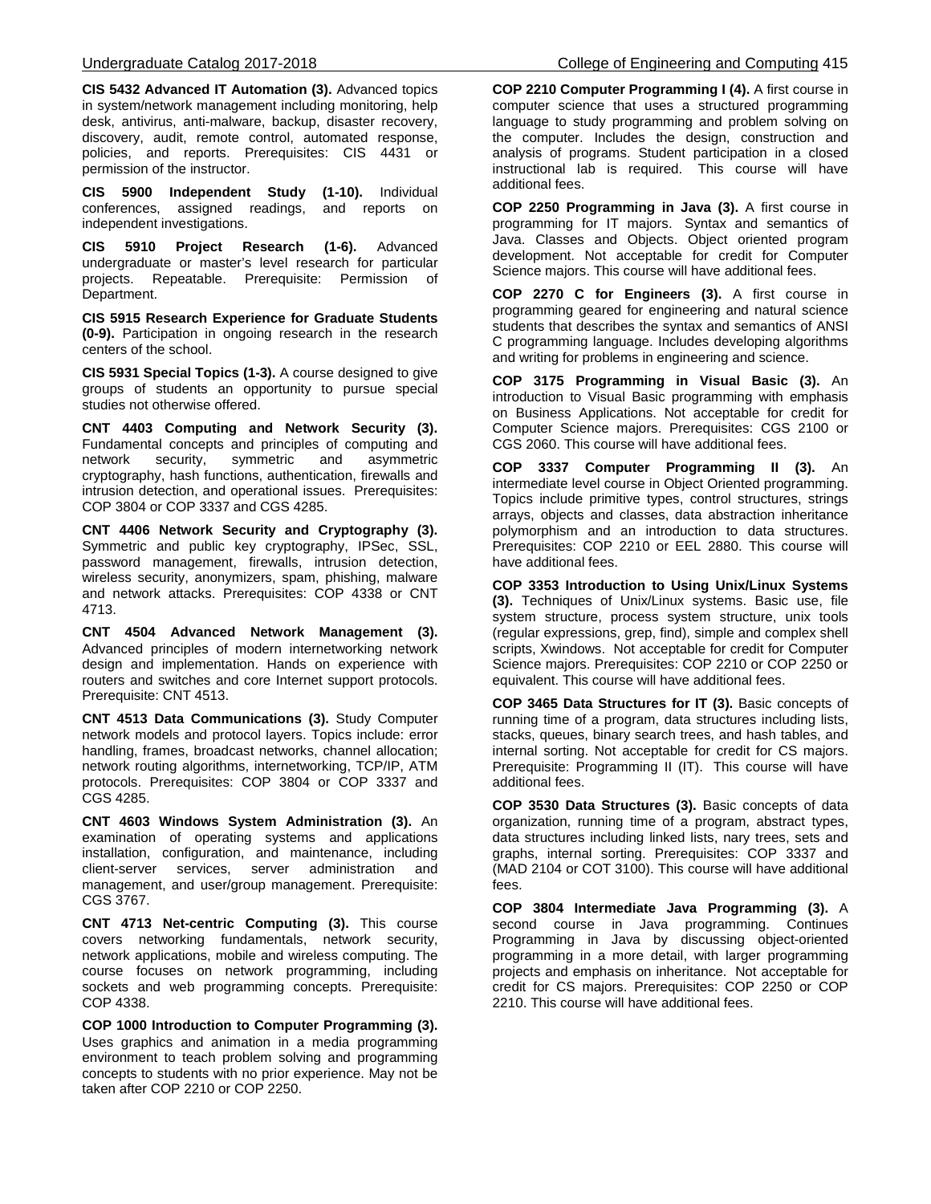**CIS 5432 Advanced IT Automation (3).** Advanced topics in system/network management including monitoring, help desk, antivirus, anti-malware, backup, disaster recovery, discovery, audit, remote control, automated response, policies, and reports. Prerequisites: CIS 4431 or permission of the instructor.

**CIS 5900 Independent Study (1-10).** Individual conferences, assigned readings, and reports on independent investigations.

**CIS 5910 Project Research (1-6).** Advanced undergraduate or master's level research for particular projects. Repeatable. Prerequisite: Permission of Department.

**CIS 5915 Research Experience for Graduate Students (0-9).** Participation in ongoing research in the research centers of the school.

**CIS 5931 Special Topics (1-3).** A course designed to give groups of students an opportunity to pursue special studies not otherwise offered.

**CNT 4403 Computing and Network Security (3).** Fundamental concepts and principles of computing and network security, symmetric and asymmetric cryptography, hash functions, authentication, firewalls and intrusion detection, and operational issues. Prerequisites: COP 3804 or COP 3337 and CGS 4285.

**CNT 4406 Network Security and Cryptography (3).** Symmetric and public key cryptography, IPSec, SSL, password management, firewalls, intrusion detection, wireless security, anonymizers, spam, phishing, malware and network attacks. Prerequisites: COP 4338 or CNT 4713.

**CNT 4504 Advanced Network Management (3).** Advanced principles of modern internetworking network design and implementation. Hands on experience with routers and switches and core Internet support protocols. Prerequisite: CNT 4513.

**CNT 4513 Data Communications (3).** Study Computer network models and protocol layers. Topics include: error handling, frames, broadcast networks, channel allocation; network routing algorithms, internetworking, TCP/IP, ATM protocols. Prerequisites: COP 3804 or COP 3337 and CGS 4285.

**CNT 4603 Windows System Administration (3).** An examination of operating systems and applications installation, configuration, and maintenance, including client-server services, server administration and management, and user/group management. Prerequisite: CGS 3767.

**CNT 4713 Net-centric Computing (3).** This course covers networking fundamentals, network security, network applications, mobile and wireless computing. The course focuses on network programming, including sockets and web programming concepts. Prerequisite: COP 4338.

**COP 1000 Introduction to Computer Programming (3).** Uses graphics and animation in a media programming environment to teach problem solving and programming concepts to students with no prior experience. May not be taken after COP 2210 or COP 2250.

**COP 2210 Computer Programming I (4).** A first course in computer science that uses a structured programming language to study programming and problem solving on the computer. Includes the design, construction and analysis of programs. Student participation in a closed instructional lab is required. This course will have additional fees.

**COP 2250 Programming in Java (3).** A first course in programming for IT majors. Syntax and semantics of Java. Classes and Objects. Object oriented program development. Not acceptable for credit for Computer Science majors. This course will have additional fees.

**COP 2270 C for Engineers (3).** A first course in programming geared for engineering and natural science students that describes the syntax and semantics of ANSI C programming language. Includes developing algorithms and writing for problems in engineering and science.

**COP 3175 Programming in Visual Basic (3).** An introduction to Visual Basic programming with emphasis on Business Applications. Not acceptable for credit for Computer Science majors. Prerequisites: CGS 2100 or CGS 2060. This course will have additional fees.

**COP 3337 Computer Programming II (3).** An intermediate level course in Object Oriented programming. Topics include primitive types, control structures, strings arrays, objects and classes, data abstraction inheritance polymorphism and an introduction to data structures. Prerequisites: COP 2210 or EEL 2880. This course will have additional fees.

**COP 3353 Introduction to Using Unix/Linux Systems (3).** Techniques of Unix/Linux systems. Basic use, file system structure, process system structure, unix tools (regular expressions, grep, find), simple and complex shell scripts, Xwindows. Not acceptable for credit for Computer Science majors. Prerequisites: COP 2210 or COP 2250 or equivalent. This course will have additional fees.

**COP 3465 Data Structures for IT (3).** Basic concepts of running time of a program, data structures including lists, stacks, queues, binary search trees, and hash tables, and internal sorting. Not acceptable for credit for CS majors. Prerequisite: Programming II (IT). This course will have additional fees.

**COP 3530 Data Structures (3).** Basic concepts of data organization, running time of a program, abstract types, data structures including linked lists, nary trees, sets and graphs, internal sorting. Prerequisites: COP 3337 and (MAD 2104 or COT 3100). This course will have additional fees.

**COP 3804 Intermediate Java Programming (3).** A second course in Java programming. Continues Programming in Java by discussing object-oriented programming in a more detail, with larger programming projects and emphasis on inheritance. Not acceptable for credit for CS majors. Prerequisites: COP 2250 or COP 2210. This course will have additional fees.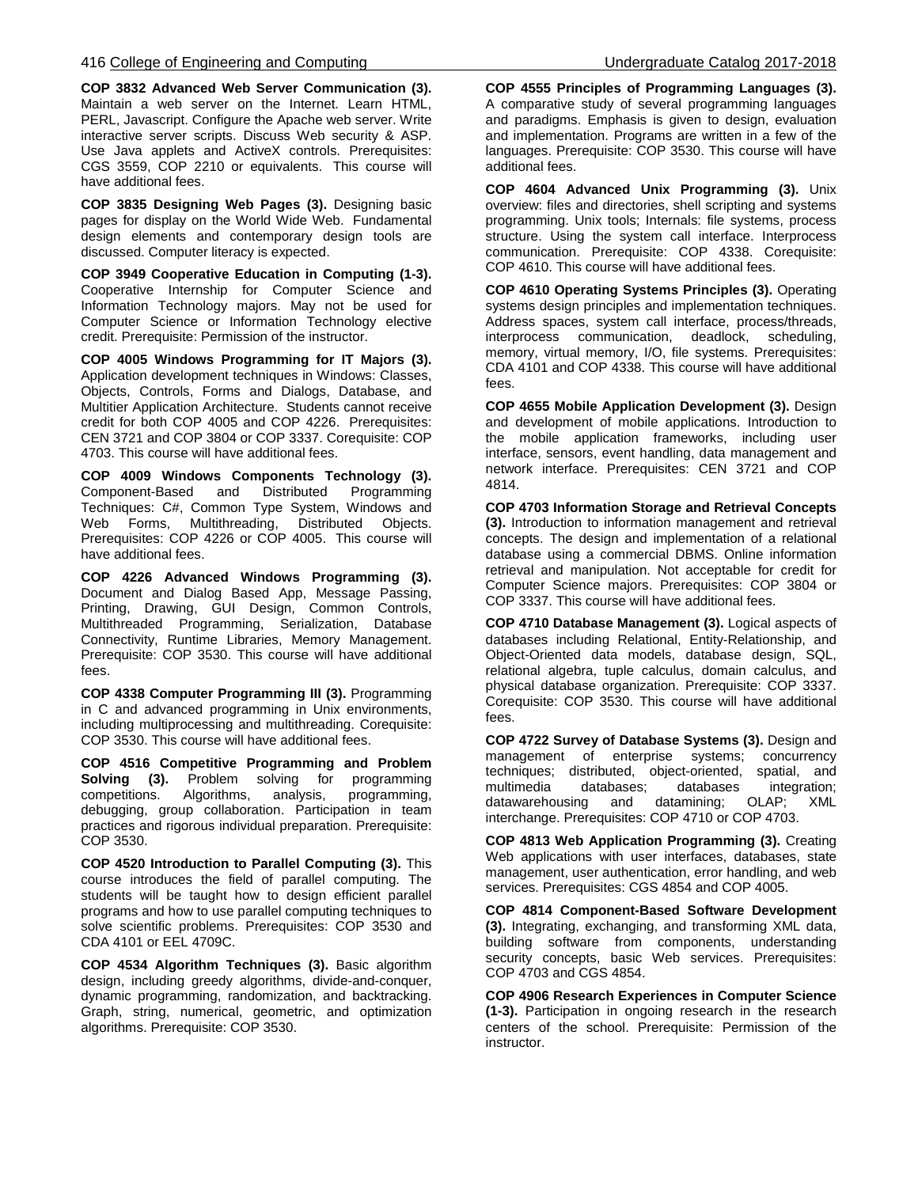**COP 3832 Advanced Web Server Communication (3).** Maintain a web server on the Internet. Learn HTML, PERL, Javascript. Configure the Apache web server. Write interactive server scripts. Discuss Web security & ASP. Use Java applets and ActiveX controls. Prerequisites: CGS 3559, COP 2210 or equivalents. This course will have additional fees.

**COP 3835 Designing Web Pages (3).** Designing basic pages for display on the World Wide Web. Fundamental design elements and contemporary design tools are discussed. Computer literacy is expected.

**COP 3949 Cooperative Education in Computing (1-3).** Cooperative Internship for Computer Science and Information Technology majors. May not be used for Computer Science or Information Technology elective credit. Prerequisite: Permission of the instructor.

**COP 4005 Windows Programming for IT Majors (3).** Application development techniques in Windows: Classes, Objects, Controls, Forms and Dialogs, Database, and Multitier Application Architecture. Students cannot receive credit for both COP 4005 and COP 4226. Prerequisites: CEN 3721 and COP 3804 or COP 3337. Corequisite: COP 4703. This course will have additional fees.

**COP 4009 Windows Components Technology (3).** Component-Based and Distributed Programming Techniques: C#, Common Type System, Windows and Web Forms, Multithreading, Distributed Objects. Prerequisites: COP 4226 or COP 4005. This course will have additional fees.

**COP 4226 Advanced Windows Programming (3).** Document and Dialog Based App, Message Passing, Printing, Drawing, GUI Design, Common Controls, Multithreaded Programming, Serialization, Database Connectivity, Runtime Libraries, Memory Management. Prerequisite: COP 3530. This course will have additional fees.

**COP 4338 Computer Programming III (3).** Programming in C and advanced programming in Unix environments, including multiprocessing and multithreading. Corequisite: COP 3530. This course will have additional fees.

**COP 4516 Competitive Programming and Problem Solving (3).** Problem solving for programming competitions. Algorithms, analysis, programming, debugging, group collaboration. Participation in team practices and rigorous individual preparation. Prerequisite: COP 3530.

**COP 4520 Introduction to Parallel Computing (3).** This course introduces the field of parallel computing. The students will be taught how to design efficient parallel programs and how to use parallel computing techniques to solve scientific problems. Prerequisites: COP 3530 and CDA 4101 or EEL 4709C.

**COP 4534 Algorithm Techniques (3).** Basic algorithm design, including greedy algorithms, divide-and-conquer, dynamic programming, randomization, and backtracking. Graph, string, numerical, geometric, and optimization algorithms. Prerequisite: COP 3530.

**COP 4555 Principles of Programming Languages (3).** A comparative study of several programming languages and paradigms. Emphasis is given to design, evaluation and implementation. Programs are written in a few of the languages. Prerequisite: COP 3530. This course will have additional fees.

**COP 4604 Advanced Unix Programming (3).** Unix overview: files and directories, shell scripting and systems programming. Unix tools; Internals: file systems, process structure. Using the system call interface. Interprocess communication. Prerequisite: COP 4338. Corequisite: COP 4610. This course will have additional fees.

**COP 4610 Operating Systems Principles (3).** Operating systems design principles and implementation techniques. Address spaces, system call interface, process/threads, interprocess communication, deadlock, scheduling, memory, virtual memory, I/O, file systems. Prerequisites: CDA 4101 and COP 4338. This course will have additional fees.

**COP 4655 Mobile Application Development (3).** Design and development of mobile applications. Introduction to the mobile application frameworks, including user interface, sensors, event handling, data management and network interface. Prerequisites: CEN 3721 and COP 4814.

**COP 4703 Information Storage and Retrieval Concepts (3).** Introduction to information management and retrieval concepts. The design and implementation of a relational database using a commercial DBMS. Online information retrieval and manipulation. Not acceptable for credit for Computer Science majors. Prerequisites: COP 3804 or COP 3337. This course will have additional fees.

**COP 4710 Database Management (3).** Logical aspects of databases including Relational, Entity-Relationship, and Object-Oriented data models, database design, SQL, relational algebra, tuple calculus, domain calculus, and physical database organization. Prerequisite: COP 3337. Corequisite: COP 3530. This course will have additional fees.

**COP 4722 Survey of Database Systems (3).** Design and management of enterprise systems; concurrency techniques; distributed, object-oriented, spatial, and multimedia databases; databases integration; datawarehousing and datamining; OLAP; XML interchange. Prerequisites: COP 4710 or COP 4703.

**COP 4813 Web Application Programming (3).** Creating Web applications with user interfaces, databases, state management, user authentication, error handling, and web services. Prerequisites: CGS 4854 and COP 4005.

**COP 4814 Component-Based Software Development (3).** Integrating, exchanging, and transforming XML data, building software from components, understanding security concepts, basic Web services. Prerequisites: COP 4703 and CGS 4854.

**COP 4906 Research Experiences in Computer Science (1-3).** Participation in ongoing research in the research centers of the school. Prerequisite: Permission of the instructor.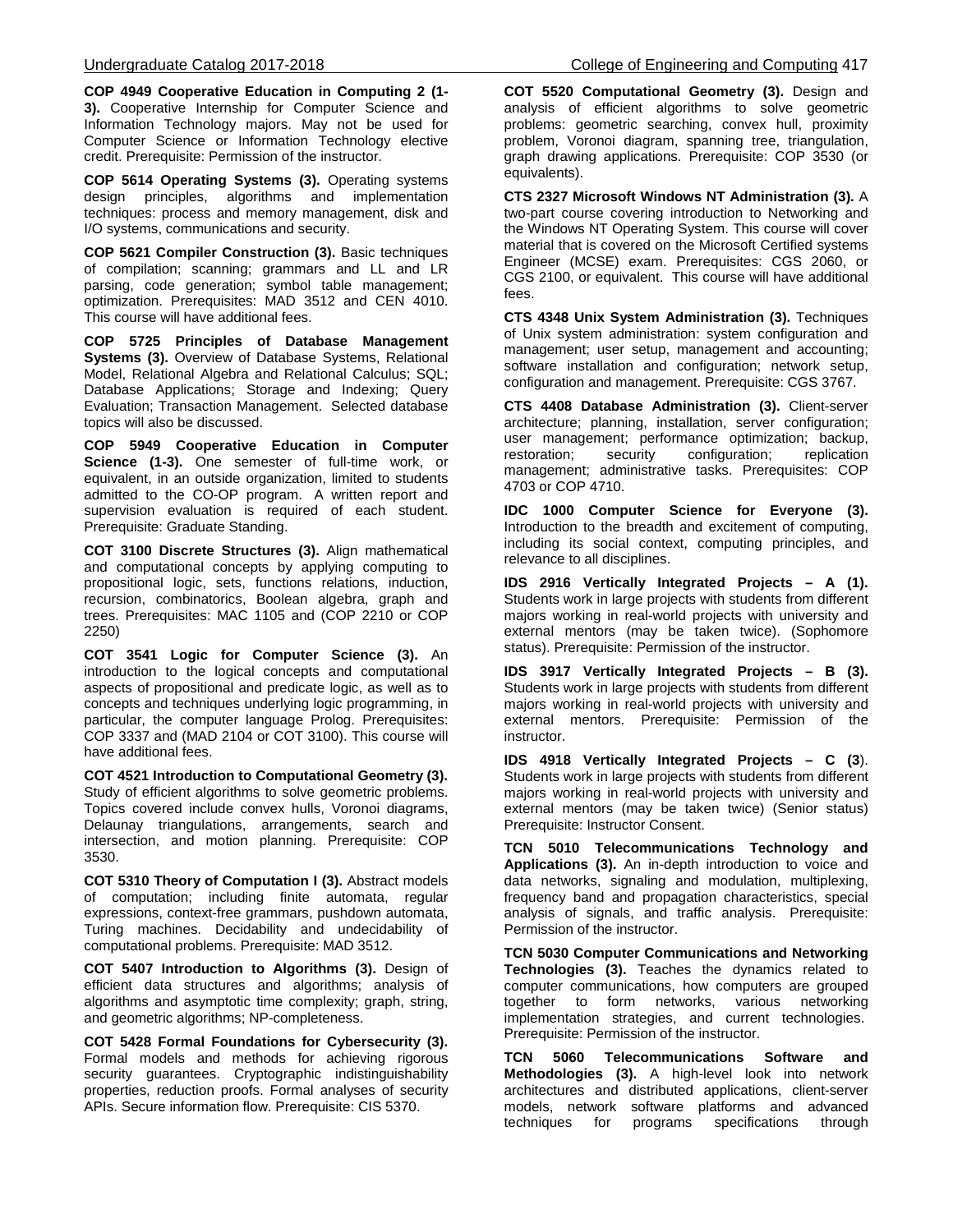**COP 4949 Cooperative Education in Computing 2 (1-3).** Cooperative Internship for Computer Science and Information Technology majors. May not be used for Computer Science or Information Technology elective credit. Prerequisite: Permission of the instructor.

**COP 5614 Operating Systems (3).** Operating systems design principles, algorithms and implementation techniques: process and memory management, disk and I/O systems, communications and security.

**COP 5621 Compiler Construction (3).** Basic techniques of compilation; scanning; grammars and LL and LR parsing, code generation; symbol table management; optimization. Prerequisites: MAD 3512 and CEN 4010. This course will have additional fees.

**COP 5725 Principles of Database Management Systems (3).** Overview of Database Systems, Relational Model, Relational Algebra and Relational Calculus; SQL; Database Applications; Storage and Indexing; Query Evaluation; Transaction Management. Selected database topics will also be discussed.

**COP 5949 Cooperative Education in Computer Science (1-3).** One semester of full-time work, or equivalent, in an outside organization, limited to students admitted to the CO-OP program. A written report and supervision evaluation is required of each student. Prerequisite: Graduate Standing.

**COT 3100 Discrete Structures (3).** Align mathematical and computational concepts by applying computing to propositional logic, sets, functions relations, induction, recursion, combinatorics, Boolean algebra, graph and trees. Prerequisites: MAC 1105 and (COP 2210 or COP 2250)

**COT 3541 Logic for Computer Science (3).** An introduction to the logical concepts and computational aspects of propositional and predicate logic, as well as to concepts and techniques underlying logic programming, in particular, the computer language Prolog. Prerequisites: COP 3337 and (MAD 2104 or COT 3100). This course will have additional fees.

**COT 4521 Introduction to Computational Geometry (3).** Study of efficient algorithms to solve geometric problems. Topics covered include convex hulls, Voronoi diagrams, Delaunay triangulations, arrangements, search and intersection, and motion planning. Prerequisite: COP 3530.

**COT 5310 Theory of Computation I (3).** Abstract models of computation; including finite automata, regular expressions, context-free grammars, pushdown automata, Turing machines. Decidability and undecidability of computational problems. Prerequisite: MAD 3512.

**COT 5407 Introduction to Algorithms (3).** Design of efficient data structures and algorithms; analysis of algorithms and asymptotic time complexity; graph, string, and geometric algorithms; NP-completeness.

**COT 5428 Formal Foundations for Cybersecurity (3).** Formal models and methods for achieving rigorous security guarantees. Cryptographic indistinguishability properties, reduction proofs. Formal analyses of security APIs. Secure information flow. Prerequisite: CIS 5370.

**COT 5520 Computational Geometry (3).** Design and analysis of efficient algorithms to solve geometric problems: geometric searching, convex hull, proximity problem, Voronoi diagram, spanning tree, triangulation, graph drawing applications. Prerequisite: COP 3530 (or equivalents).

**CTS 2327 Microsoft Windows NT Administration (3).** A two-part course covering introduction to Networking and the Windows NT Operating System. This course will cover material that is covered on the Microsoft Certified systems Engineer (MCSE) exam. Prerequisites: CGS 2060, or CGS 2100, or equivalent. This course will have additional fees.

**CTS 4348 Unix System Administration (3).** Techniques of Unix system administration: system configuration and management; user setup, management and accounting; software installation and configuration; network setup, configuration and management. Prerequisite: CGS 3767.

**CTS 4408 Database Administration (3).** Client-server architecture; planning, installation, server configuration; user management; performance optimization; backup, restoration; security configuration; replication management; administrative tasks. Prerequisites: COP 4703 or COP 4710.

**IDC 1000 Computer Science for Everyone (3).** Introduction to the breadth and excitement of computing, including its social context, computing principles, and relevance to all disciplines.

**IDS 2916 Vertically Integrated Projects – A (1).** Students work in large projects with students from different majors working in real-world projects with university and external mentors (may be taken twice). (Sophomore status). Prerequisite: Permission of the instructor.

**IDS 3917 Vertically Integrated Projects – B (3).** Students work in large projects with students from different majors working in real-world projects with university and external mentors. Prerequisite: Permission of the instructor.

**IDS 4918 Vertically Integrated Projects – C (3**). Students work in large projects with students from different majors working in real-world projects with university and external mentors (may be taken twice) (Senior status) Prerequisite: Instructor Consent.

**TCN 5010 Telecommunications Technology and Applications (3).** An in-depth introduction to voice and data networks, signaling and modulation, multiplexing, frequency band and propagation characteristics, special analysis of signals, and traffic analysis. Prerequisite: Permission of the instructor.

**TCN 5030 Computer Communications and Networking Technologies (3).** Teaches the dynamics related to computer communications, how computers are grouped together to form networks, various networking implementation strategies, and current technologies. Prerequisite: Permission of the instructor.

**TCN 5060 Telecommunications Software and Methodologies (3).** A high-level look into network architectures and distributed applications, client-server models, network software platforms and advanced techniques for programs specifications through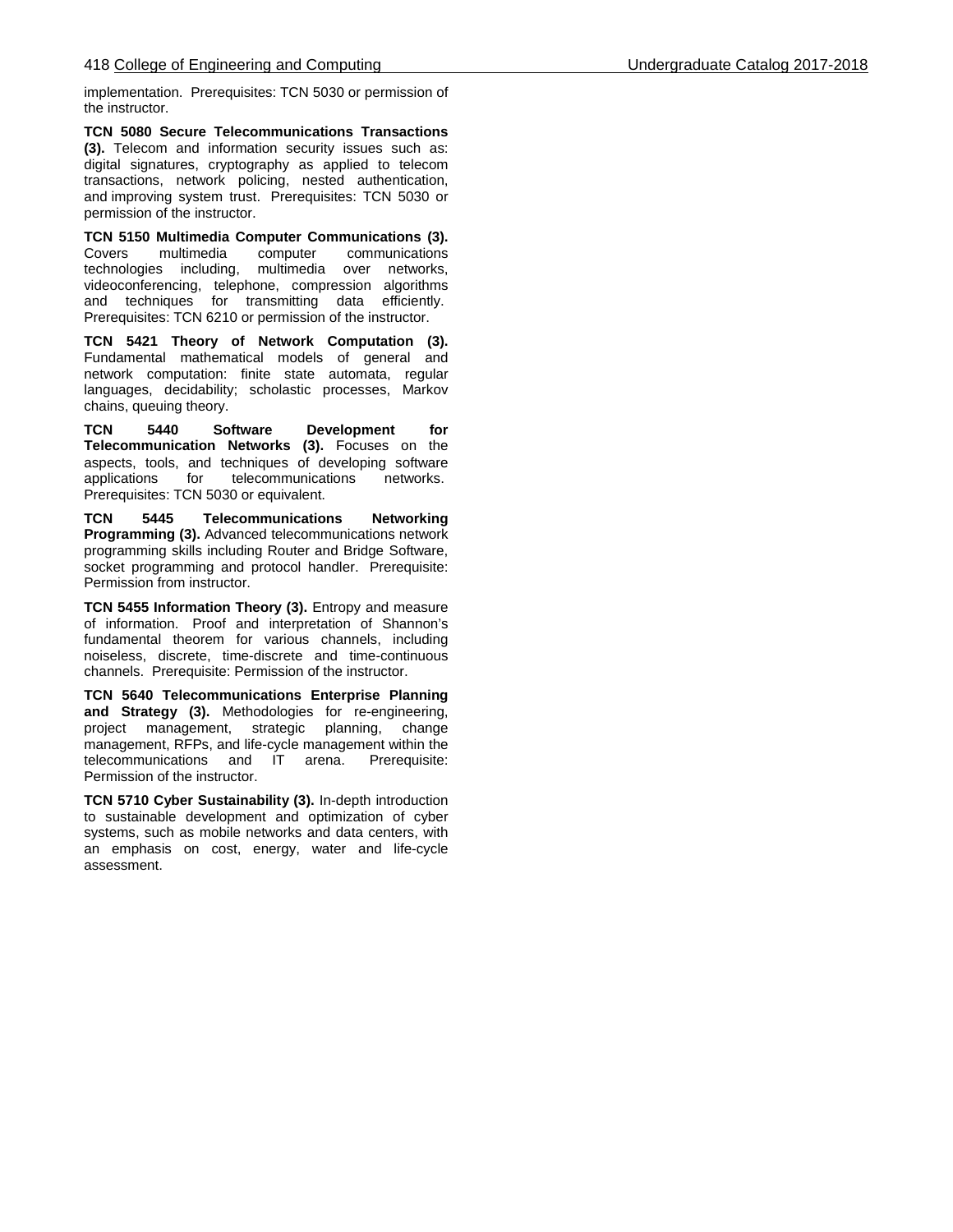implementation. Prerequisites: TCN 5030 or permission of the instructor.

**TCN 5080 Secure Telecommunications Transactions (3).** Telecom and information security issues such as: digital signatures, cryptography as applied to telecom transactions, network policing, nested authentication, and improving system trust. Prerequisites: TCN 5030 or permission of the instructor.

**TCN 5150 Multimedia Computer Communications (3).** Covers multimedia computer communications technologies including, multimedia over networks, videoconferencing, telephone, compression algorithms and techniques for transmitting data efficiently. Prerequisites: TCN 6210 or permission of the instructor.

**TCN 5421 Theory of Network Computation (3).** Fundamental mathematical models of general and network computation: finite state automata, regular languages, decidability; scholastic processes, Markov chains, queuing theory.

**TCN 5440 Software Development for Telecommunication Networks (3).** Focuses on the aspects, tools, and techniques of developing software applications for telecommunications networks. Prerequisites: TCN 5030 or equivalent.

**TCN 5445 Telecommunications Networking Programming (3).** Advanced telecommunications network programming skills including Router and Bridge Software, socket programming and protocol handler. Prerequisite: Permission from instructor.

**TCN 5455 Information Theory (3).** Entropy and measure of information. Proof and interpretation of Shannon's fundamental theorem for various channels, including noiseless, discrete, time-discrete and time-continuous channels. Prerequisite: Permission of the instructor.

**TCN 5640 Telecommunications Enterprise Planning and Strategy (3).** Methodologies for re-engineering, project management, strategic planning, change management, RFPs, and life-cycle management within the telecommunications and IT arena. Prerequisite: Permission of the instructor.

**TCN 5710 Cyber Sustainability (3).** In-depth introduction to sustainable development and optimization of cyber systems, such as mobile networks and data centers, with an emphasis on cost, energy, water and life-cycle assessment.